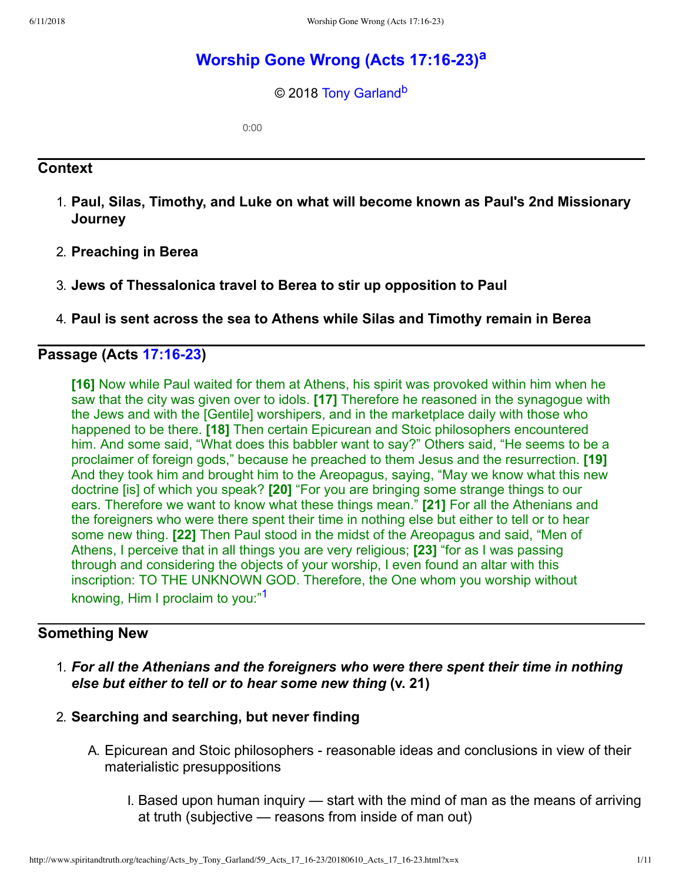# Worship Gone Wrong (Acts 17:16-23)[a]

© 2018 Tony Garland[b]

0:00

## Context

1. **Paul, Silas, Timothy, and Luke on what will become known as Paul's 2nd Missionary Journey**
2. **Preaching in Berea**
3. **Jews of Thessalonica travel to Berea to stir up opposition to Paul**
4. **Paul is sent across the sea to Athens while Silas and Timothy remain in Berea**

## Passage (Acts 17:16-23)

> **[16]** Now while Paul waited for them at Athens, his spirit was provoked within him when he saw that the city was given over to idols. **[17]** Therefore he reasoned in the synagogue with the Jews and with the [Gentile] worshipers, and in the marketplace daily with those who happened to be there. **[18]** Then certain Epicurean and Stoic philosophers encountered him. And some said, "What does this babbler want to say?" Others said, "He seems to be a proclaimer of foreign gods," because he preached to them Jesus and the resurrection. **[19]** And they took him and brought him to the Areopagus, saying, "May we know what this new doctrine [is] of which you speak? **[20]** "For you are bringing some strange things to our ears. Therefore we want to know what these things mean." **[21]** For all the Athenians and the foreigners who were there spent their time in nothing else but either to tell or to hear some new thing. **[22]** Then Paul stood in the midst of the Areopagus and said, "Men of Athens, I perceive that in all things you are very religious; **[23]** "for as I was passing through and considering the objects of your worship, I even found an altar with this inscription: TO THE UNKNOWN GOD. Therefore, the One whom you worship without knowing, Him I proclaim to you:"[1]

## Something New

1. ***For all the Athenians and the foreigners who were there spent their time in nothing else but either to tell or to hear some new thing*** **(v. 21)**
2. **Searching and searching, but never finding**
   A. Epicurean and Stoic philosophers - reasonable ideas and conclusions in view of their materialistic presuppositions
      I. Based upon human inquiry — start with the mind of man as the means of arriving at truth (subjective — reasons from inside of man out)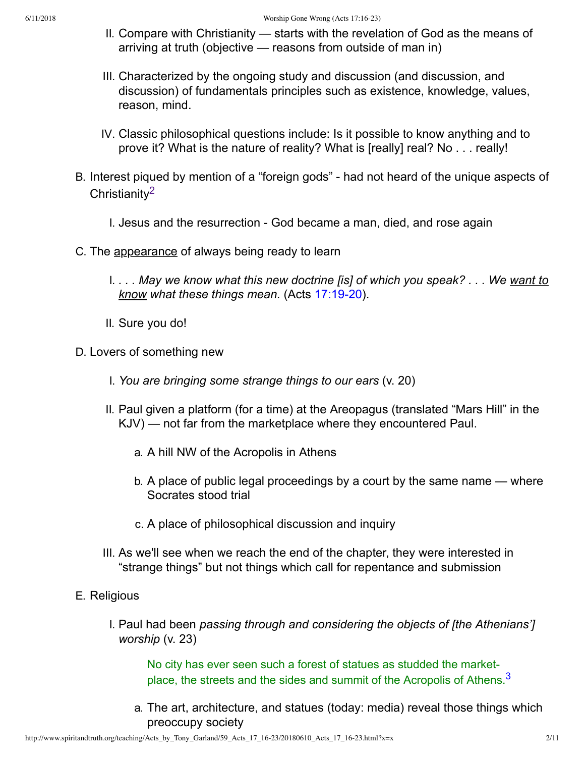II. Compare with Christianity — starts with the revelation of God as the means of arriving at truth (objective — reasons from outside of man in)

   III. Characterized by the ongoing study and discussion (and discussion, and discussion) of fundamentals principles such as existence, knowledge, values, reason, mind.

   IV. Classic philosophical questions include: Is it possible to know anything and to prove it? What is the nature of reality? What is [really] real? No . . . really!

B. Interest piqued by mention of a "foreign gods" - had not heard of the unique aspects of Christianity[2]

   I. Jesus and the resurrection - God became a man, died, and rose again

C. The <u>appearance</u> of always being ready to learn

   I. *. . . May we know what this new doctrine [is] of which you speak? . . . We <u>want to know</u> what these things mean.* (Acts 17:19-20).

   II. Sure you do!

D. Lovers of something new

   I. *You are bringing some strange things to our ears* (v. 20)

   II. Paul given a platform (for a time) at the Areopagus (translated "Mars Hill" in the KJV) — not far from the marketplace where they encountered Paul.

      a. A hill NW of the Acropolis in Athens

      b. A place of public legal proceedings by a court by the same name — where Socrates stood trial

      c. A place of philosophical discussion and inquiry

   III. As we'll see when we reach the end of the chapter, they were interested in "strange things" but not things which call for repentance and submission

E. Religious

   I. Paul had been *passing through and considering the objects of [the Athenians'] worship* (v. 23)

      > No city has ever seen such a forest of statues as studded the market-place, the streets and the sides and summit of the Acropolis of Athens.[3]

      a. The art, architecture, and statues (today: media) reveal those things which preoccupy society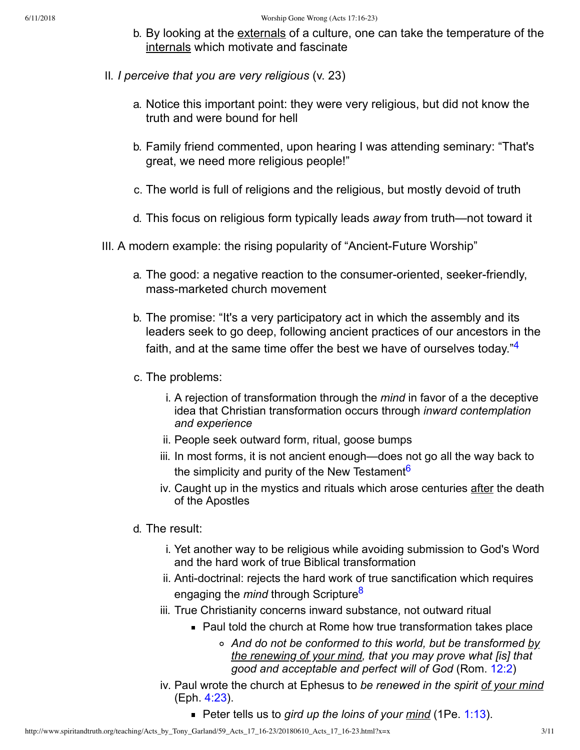b. By looking at the <u>externals</u> of a culture, one can take the temperature of the <u>internals</u> which motivate and fascinate

II. *I perceive that you are very religious* (v. 23)

a. Notice this important point: they were very religious, but did not know the truth and were bound for hell

b. Family friend commented, upon hearing I was attending seminary: “That's great, we need more religious people!”

c. The world is full of religions and the religious, but mostly devoid of truth

d. This focus on religious form typically leads *away* from truth—not toward it

III. A modern example: the rising popularity of “Ancient-Future Worship”

a. The good: a negative reaction to the consumer-oriented, seeker-friendly, mass-marketed church movement

b. The promise: “It's a very participatory act in which the assembly and its leaders seek to go deep, following ancient practices of our ancestors in the faith, and at the same time offer the best we have of ourselves today.”[4]

c. The problems:

   i. A rejection of transformation through the *mind* in favor of a the deceptive idea that Christian transformation occurs through *inward contemplation and experience*
   ii. People seek outward form, ritual, goose bumps
   iii. In most forms, it is not ancient enough—does not go all the way back to the simplicity and purity of the New Testament[6]
   iv. Caught up in the mystics and rituals which arose centuries <u>after</u> the death of the Apostles

d. The result:

   i. Yet another way to be religious while avoiding submission to God's Word and the hard work of true Biblical transformation
   ii. Anti-doctrinal: rejects the hard work of true sanctification which requires engaging the *mind* through Scripture[8]
   iii. True Christianity concerns inward substance, not outward ritual
      - Paul told the church at Rome how true transformation takes place
         - *And do not be conformed to this world, but be transformed <u>by the renewing of your mind</u>, that you may prove what [is] that good and acceptable and perfect will of God* (Rom. 12:2)
   iv. Paul wrote the church at Ephesus to *be renewed in the spirit <u>of your mind</u>* (Eph. 4:23).
      - Peter tells us to *gird up the loins of your <u>mind</u>* (1Pe. 1:13).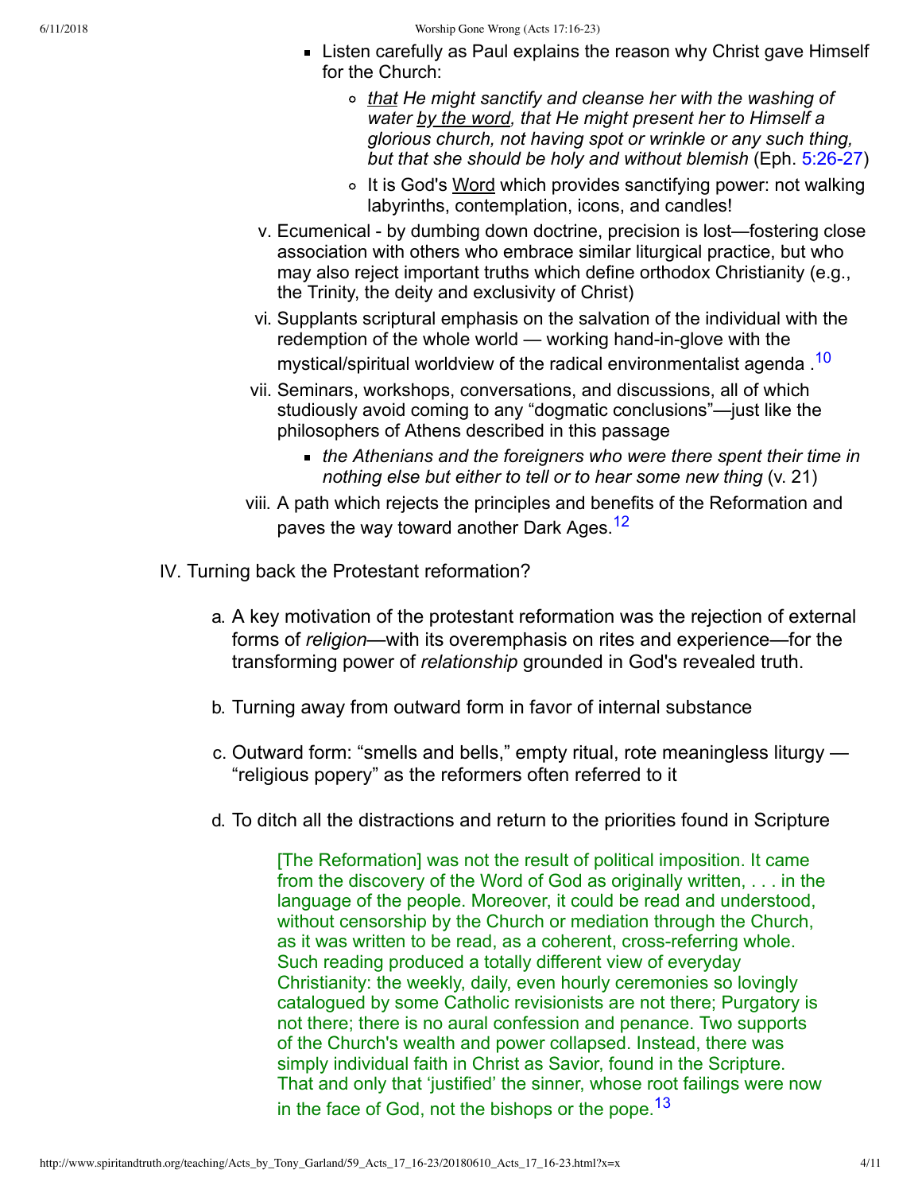- Listen carefully as Paul explains the reason why Christ gave Himself for the Church:
    - *<u>that</u> He might sanctify and cleanse her with the washing of water <u>by the word</u>, that He might present her to Himself a glorious church, not having spot or wrinkle or any such thing, but that she should be holy and without blemish* (Eph. 5:26-27)
    - It is God's <u>Word</u> which provides sanctifying power: not walking labyrinths, contemplation, icons, and candles!

v. Ecumenical - by dumbing down doctrine, precision is lost—fostering close association with others who embrace similar liturgical practice, but who may also reject important truths which define orthodox Christianity (e.g., the Trinity, the deity and exclusivity of Christ)

vi. Supplants scriptural emphasis on the salvation of the individual with the redemption of the whole world — working hand-in-glove with the mystical/spiritual worldview of the radical environmentalist agenda .[10]

vii. Seminars, workshops, conversations, and discussions, all of which studiously avoid coming to any "dogmatic conclusions"—just like the philosophers of Athens described in this passage

- *the Athenians and the foreigners who were there spent their time in nothing else but either to tell or to hear some new thing* (v. 21)

viii. A path which rejects the principles and benefits of the Reformation and paves the way toward another Dark Ages.[12]

IV. Turning back the Protestant reformation?

a. A key motivation of the protestant reformation was the rejection of external forms of *religion*—with its overemphasis on rites and experience—for the transforming power of *relationship* grounded in God's revealed truth.

b. Turning away from outward form in favor of internal substance

c. Outward form: "smells and bells," empty ritual, rote meaningless liturgy — "religious popery" as the reformers often referred to it

d. To ditch all the distractions and return to the priorities found in Scripture

> [The Reformation] was not the result of political imposition. It came from the discovery of the Word of God as originally written, . . . in the language of the people. Moreover, it could be read and understood, without censorship by the Church or mediation through the Church, as it was written to be read, as a coherent, cross-referring whole. Such reading produced a totally different view of everyday Christianity: the weekly, daily, even hourly ceremonies so lovingly catalogued by some Catholic revisionists are not there; Purgatory is not there; there is no aural confession and penance. Two supports of the Church's wealth and power collapsed. Instead, there was simply individual faith in Christ as Savior, found in the Scripture. That and only that 'justified' the sinner, whose root failings were now in the face of God, not the bishops or the pope.[13]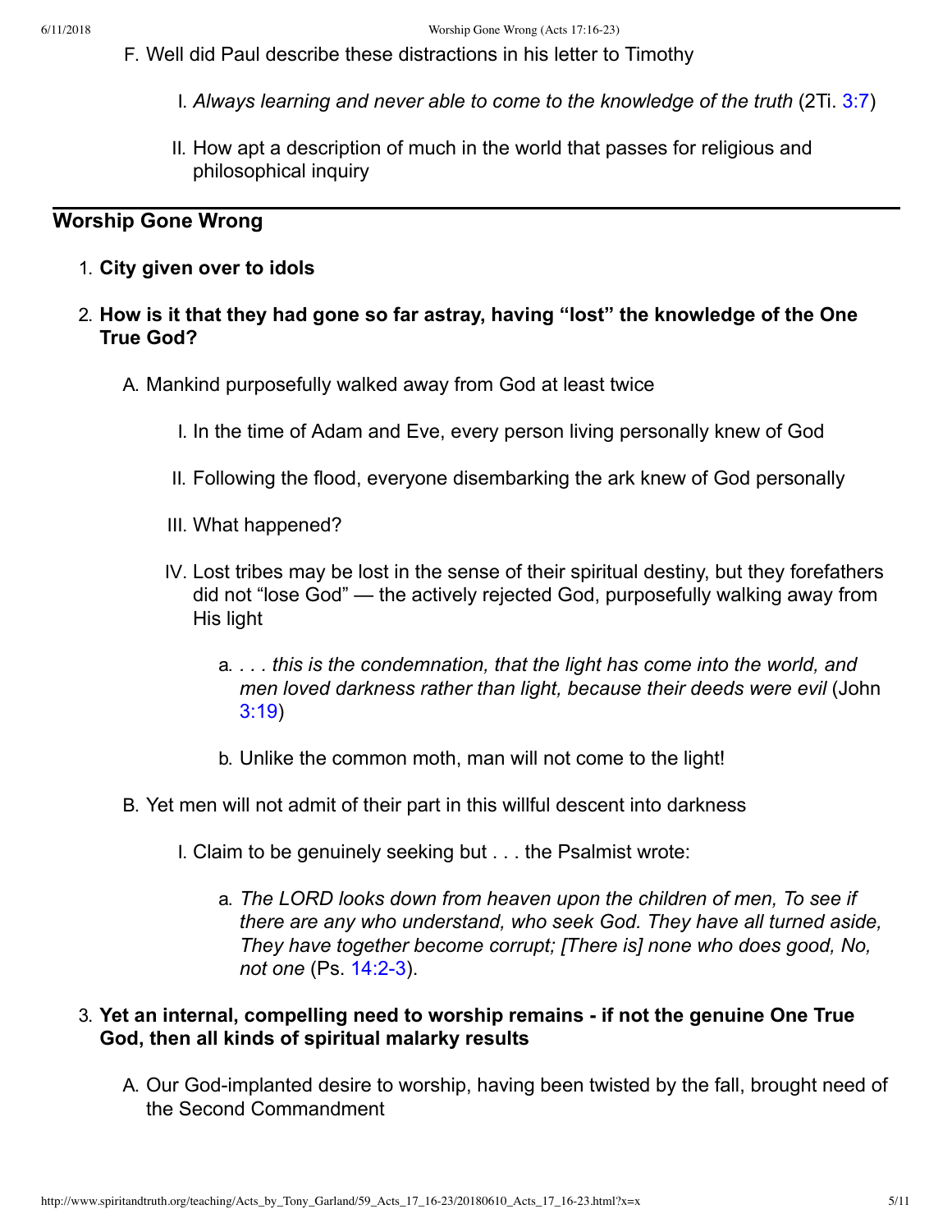F. Well did Paul describe these distractions in his letter to Timothy

   I. *Always learning and never able to come to the knowledge of the truth* (2Ti. 3:7)

   II. How apt a description of much in the world that passes for religious and philosophical inquiry

---

## Worship Gone Wrong

1. **City given over to idols**

2. **How is it that they had gone so far astray, having "lost" the knowledge of the One True God?**

   A. Mankind purposefully walked away from God at least twice

      I. In the time of Adam and Eve, every person living personally knew of God

      II. Following the flood, everyone disembarking the ark knew of God personally

      III. What happened?

      IV. Lost tribes may be lost in the sense of their spiritual destiny, but they forefathers did not "lose God" — the actively rejected God, purposefully walking away from His light

         a. *. . . this is the condemnation, that the light has come into the world, and men loved darkness rather than light, because their deeds were evil* (John 3:19)

         b. Unlike the common moth, man will not come to the light!

   B. Yet men will not admit of their part in this willful descent into darkness

      I. Claim to be genuinely seeking but . . . the Psalmist wrote:

         a. *The LORD looks down from heaven upon the children of men, To see if there are any who understand, who seek God. They have all turned aside, They have together become corrupt; [There is] none who does good, No, not one* (Ps. 14:2-3).

3. **Yet an internal, compelling need to worship remains - if not the genuine One True God, then all kinds of spiritual malarky results**

   A. Our God-implanted desire to worship, having been twisted by the fall, brought need of the Second Commandment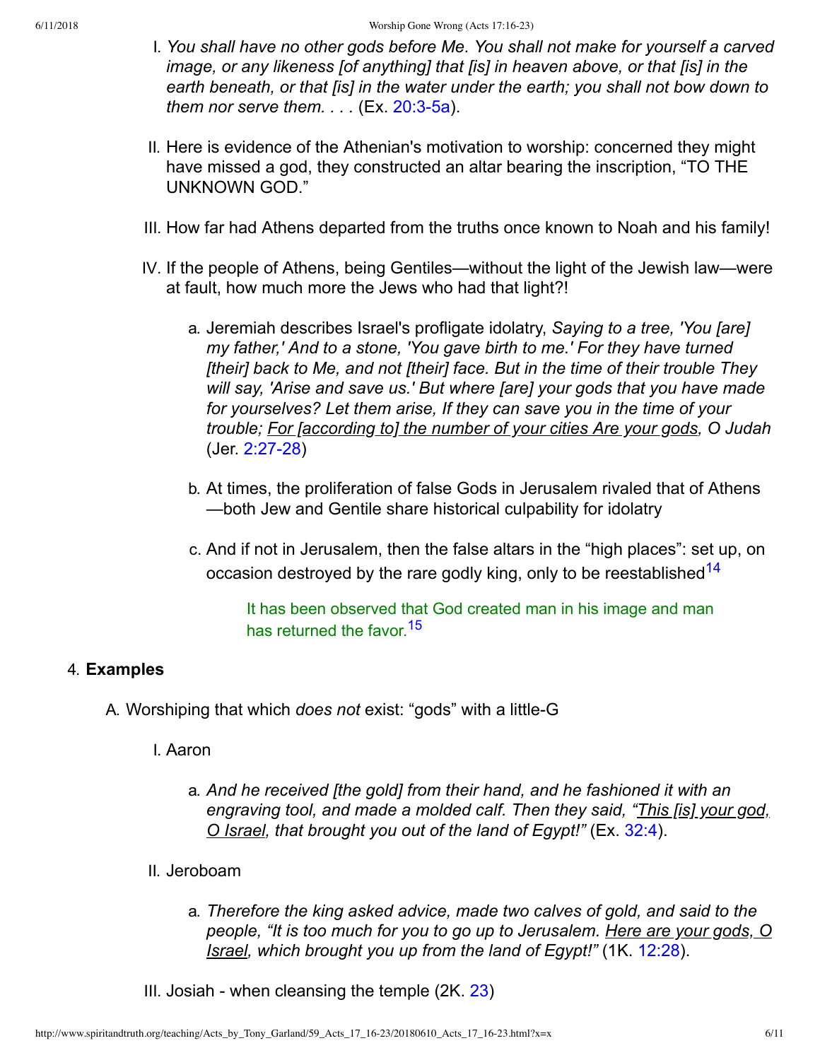I. *You shall have no other gods before Me. You shall not make for yourself a carved image, or any likeness [of anything] that [is] in heaven above, or that [is] in the earth beneath, or that [is] in the water under the earth; you shall not bow down to them nor serve them. . . .* (Ex. 20:3-5a).

II. Here is evidence of the Athenian's motivation to worship: concerned they might have missed a god, they constructed an altar bearing the inscription, "TO THE UNKNOWN GOD."

III. How far had Athens departed from the truths once known to Noah and his family!

IV. If the people of Athens, being Gentiles—without the light of the Jewish law—were at fault, how much more the Jews who had that light?!

   a. Jeremiah describes Israel's profligate idolatry, *Saying to a tree, 'You [are] my father,' And to a stone, 'You gave birth to me.' For they have turned [their] back to Me, and not [their] face. But in the time of their trouble They will say, 'Arise and save us.' But where [are] your gods that you have made for yourselves? Let them arise, If they can save you in the time of your trouble; <u>For [according to] the number of your cities Are your gods</u>, O Judah* (Jer. 2:27-28)

   b. At times, the proliferation of false Gods in Jerusalem rivaled that of Athens —both Jew and Gentile share historical culpability for idolatry

   c. And if not in Jerusalem, then the false altars in the "high places": set up, on occasion destroyed by the rare godly king, only to be reestablished[14]

> It has been observed that God created man in his image and man has returned the favor.[15]

4. **Examples**

A. Worshiping that which *does not* exist: "gods" with a little-G

I. Aaron

   a. *And he received [the gold] from their hand, and he fashioned it with an engraving tool, and made a molded calf. Then they said, "<u>This [is] your god, O Israel</u>, that brought you out of the land of Egypt!"* (Ex. 32:4).

II. Jeroboam

   a. *Therefore the king asked advice, made two calves of gold, and said to the people, "It is too much for you to go up to Jerusalem. <u>Here are your gods, O Israel</u>, which brought you up from the land of Egypt!"* (1K. 12:28).

III. Josiah - when cleansing the temple (2K. 23)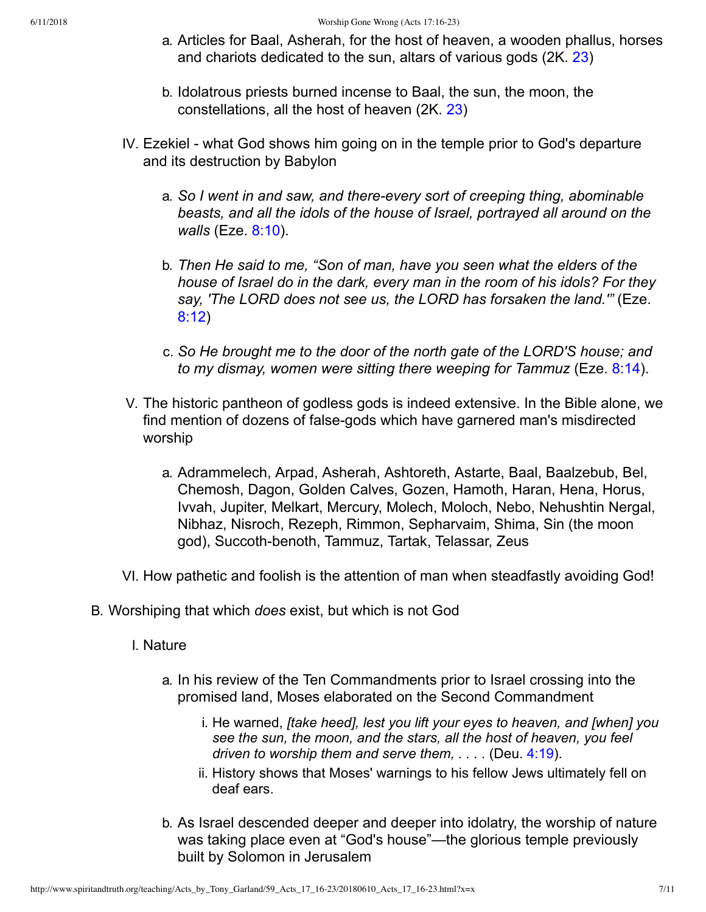a. Articles for Baal, Asherah, for the host of heaven, a wooden phallus, horses and chariots dedicated to the sun, altars of various gods (2K. 23)

b. Idolatrous priests burned incense to Baal, the sun, the moon, the constellations, all the host of heaven (2K. 23)

IV. Ezekiel - what God shows him going on in the temple prior to God's departure and its destruction by Babylon

   a. *So I went in and saw, and there-every sort of creeping thing, abominable beasts, and all the idols of the house of Israel, portrayed all around on the walls* (Eze. 8:10).

   b. *Then He said to me, "Son of man, have you seen what the elders of the house of Israel do in the dark, every man in the room of his idols? For they say, 'The LORD does not see us, the LORD has forsaken the land.'"* (Eze. 8:12)

   c. *So He brought me to the door of the north gate of the LORD'S house; and to my dismay, women were sitting there weeping for Tammuz* (Eze. 8:14).

V. The historic pantheon of godless gods is indeed extensive. In the Bible alone, we find mention of dozens of false-gods which have garnered man's misdirected worship

   a. Adrammelech, Arpad, Asherah, Ashtoreth, Astarte, Baal, Baalzebub, Bel, Chemosh, Dagon, Golden Calves, Gozen, Hamoth, Haran, Hena, Horus, Ivvah, Jupiter, Melkart, Mercury, Molech, Moloch, Nebo, Nehushtin Nergal, Nibhaz, Nisroch, Rezeph, Rimmon, Sepharvaim, Shima, Sin (the moon god), Succoth-benoth, Tammuz, Tartak, Telassar, Zeus

VI. How pathetic and foolish is the attention of man when steadfastly avoiding God!

B. Worshiping that which *does* exist, but which is not God

I. Nature

   a. In his review of the Ten Commandments prior to Israel crossing into the promised land, Moses elaborated on the Second Commandment

      i. He warned, *[take heed], lest you lift your eyes to heaven, and [when] you see the sun, the moon, and the stars, all the host of heaven, you feel driven to worship them and serve them, . . . .* (Deu. 4:19).

      ii. History shows that Moses' warnings to his fellow Jews ultimately fell on deaf ears.

   b. As Israel descended deeper and deeper into idolatry, the worship of nature was taking place even at "God's house"—the glorious temple previously built by Solomon in Jerusalem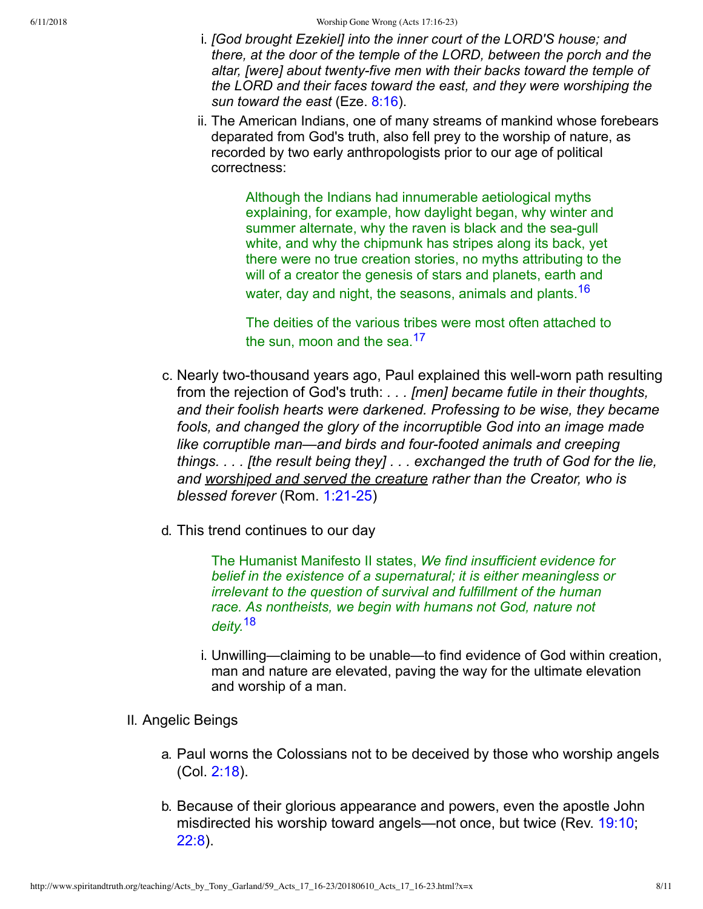i. *[God brought Ezekiel] into the inner court of the LORD'S house; and there, at the door of the temple of the LORD, between the porch and the altar, [were] about twenty-five men with their backs toward the temple of the LORD and their faces toward the east, and they were worshiping the sun toward the east* (Eze. 8:16).
   ii. The American Indians, one of many streams of mankind whose forebears deparated from God's truth, also fell prey to the worship of nature, as recorded by two early anthropologists prior to our age of political correctness:

      > Although the Indians had innumerable aetiological myths explaining, for example, how daylight began, why winter and summer alternate, why the raven is black and the sea-gull white, and why the chipmunk has stripes along its back, yet there were no true creation stories, no myths attributing to the will of a creator the genesis of stars and planets, earth and water, day and night, the seasons, animals and plants.[16]
      >
      > The deities of the various tribes were most often attached to the sun, moon and the sea.[17]

c. Nearly two-thousand years ago, Paul explained this well-worn path resulting from the rejection of God's truth: *. . . [men] became futile in their thoughts, and their foolish hearts were darkened. Professing to be wise, they became fools, and changed the glory of the incorruptible God into an image made like corruptible man—and birds and four-footed animals and creeping things. . . . [the result being they] . . . exchanged the truth of God for the lie, and <u>worshiped and served the creature</u> rather than the Creator, who is blessed forever* (Rom. 1:21-25)

d. This trend continues to our day

   > The Humanist Manifesto II states, *We find insufficient evidence for belief in the existence of a supernatural; it is either meaningless or irrelevant to the question of survival and fulfillment of the human race. As nontheists, we begin with humans not God, nature not deity.*[18]

   i. Unwilling—claiming to be unable—to find evidence of God within creation, man and nature are elevated, paving the way for the ultimate elevation and worship of a man.

II. Angelic Beings

   a. Paul worns the Colossians not to be deceived by those who worship angels (Col. 2:18).

   b. Because of their glorious appearance and powers, even the apostle John misdirected his worship toward angels—not once, but twice (Rev. 19:10; 22:8).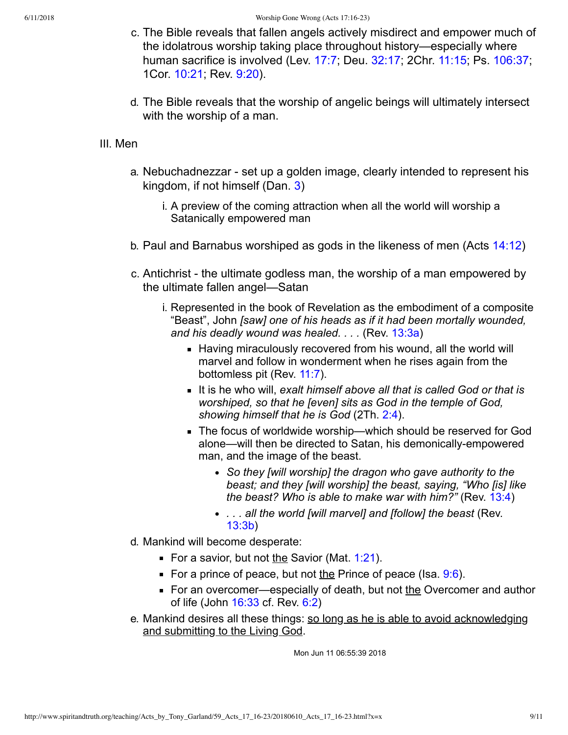c. The Bible reveals that fallen angels actively misdirect and empower much of the idolatrous worship taking place throughout history—especially where human sacrifice is involved (Lev. 17:7; Deu. 32:17; 2Chr. 11:15; Ps. 106:37; 1Cor. 10:21; Rev. 9:20).

d. The Bible reveals that the worship of angelic beings will ultimately intersect with the worship of a man.

III. Men

a. Nebuchadnezzar - set up a golden image, clearly intended to represent his kingdom, if not himself (Dan. 3)

  i. A preview of the coming attraction when all the world will worship a Satanically empowered man

b. Paul and Barnabus worshiped as gods in the likeness of men (Acts 14:12)

c. Antichrist - the ultimate godless man, the worship of a man empowered by the ultimate fallen angel—Satan

  i. Represented in the book of Revelation as the embodiment of a composite "Beast", John *[saw] one of his heads as if it had been mortally wounded, and his deadly wound was healed. . . .* (Rev. 13:3a)

    - Having miraculously recovered from his wound, all the world will marvel and follow in wonderment when he rises again from the bottomless pit (Rev. 11:7).
    - It is he who will, *exalt himself above all that is called God or that is worshiped, so that he [even] sits as God in the temple of God, showing himself that he is God* (2Th. 2:4).
    - The focus of worldwide worship—which should be reserved for God alone—will then be directed to Satan, his demonically-empowered man, and the image of the beast.
      - *So they [will worship] the dragon who gave authority to the beast; and they [will worship] the beast, saying, "Who [is] like the beast? Who is able to make war with him?"* (Rev. 13:4)
      - *. . . all the world [will marvel] and [follow] the beast* (Rev. 13:3b)

d. Mankind will become desperate:

  - For a savior, but not <u>the</u> Savior (Mat. 1:21).
  - For a prince of peace, but not <u>the</u> Prince of peace (Isa. 9:6).
  - For an overcomer—especially of death, but not <u>the</u> Overcomer and author of life (John 16:33 cf. Rev. 6:2)

e. Mankind desires all these things: <u>so long as he is able to avoid acknowledging and submitting to the Living God</u>.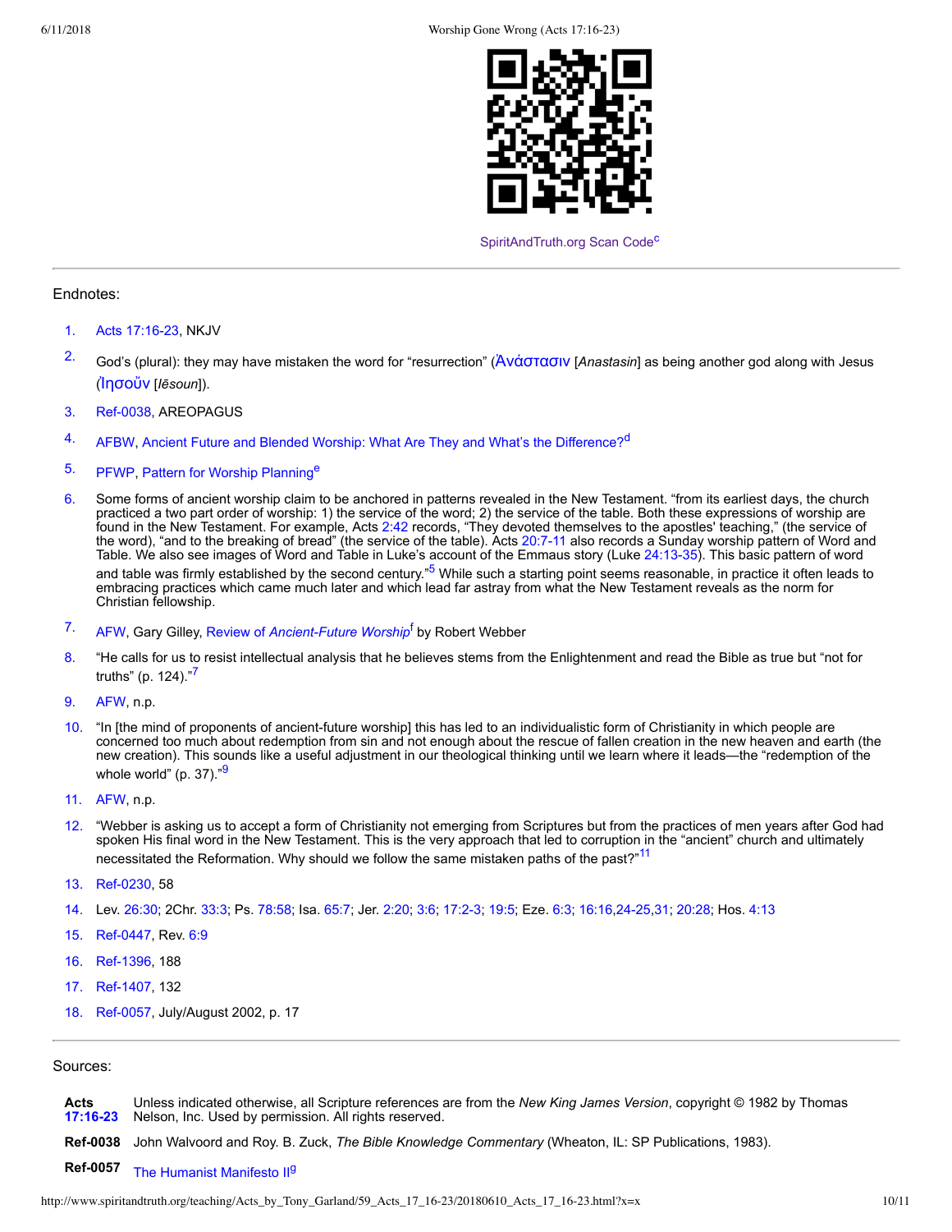SpiritAndTruth.org Scan Code[c]

---

Endnotes:

1. Acts 17:16-23, NKJV
2. God's (plural): they may have mistaken the word for "resurrection" (Ἀνάστασιν [*Anastasin*] as being another god along with Jesus (Ἰησοῦν [*Iēsoun*]).
3. Ref-0038, AREOPAGUS
4. AFBW, Ancient Future and Blended Worship: What Are They and What's the Difference?[d]
5. PFWP, Pattern for Worship Planning[e]
6. Some forms of ancient worship claim to be anchored in patterns revealed in the New Testament. "from its earliest days, the church practiced a two part order of worship: 1) the service of the word; 2) the service of the table. Both these expressions of worship are found in the New Testament. For example, Acts 2:42 records, "They devoted themselves to the apostles' teaching," (the service of the word), "and to the breaking of bread" (the service of the table). Acts 20:7-11 also records a Sunday worship pattern of Word and Table. We also see images of Word and Table in Luke's account of the Emmaus story (Luke 24:13-35). This basic pattern of word and table was firmly established by the second century."[5] While such a starting point seems reasonable, in practice it often leads to embracing practices which came much later and which lead far astray from what the New Testament reveals as the norm for Christian fellowship.
7. AFW, Gary Gilley, Review of *Ancient-Future Worship*[f] by Robert Webber
8. "He calls for us to resist intellectual analysis that he believes stems from the Enlightenment and read the Bible as true but "not for truths" (p. 124)."[7]
9. AFW, n.p.
10. "In [the mind of proponents of ancient-future worship] this has led to an individualistic form of Christianity in which people are concerned too much about redemption from sin and not enough about the rescue of fallen creation in the new heaven and earth (the new creation). This sounds like a useful adjustment in our theological thinking until we learn where it leads—the "redemption of the whole world" (p. 37)."[9]
11. AFW, n.p.
12. "Webber is asking us to accept a form of Christianity not emerging from Scriptures but from the practices of men years after God had spoken His final word in the New Testament. This is the very approach that led to corruption in the "ancient" church and ultimately necessitated the Reformation. Why should we follow the same mistaken paths of the past?"[11]
13. Ref-0230, 58
14. Lev. 26:30; 2Chr. 33:3; Ps. 78:58; Isa. 65:7; Jer. 2:20; 3:6; 17:2-3; 19:5; Eze. 6:3; 16:16,24-25,31; 20:28; Hos. 4:13
15. Ref-0447, Rev. 6:9
16. Ref-1396, 188
17. Ref-1407, 132
18. Ref-0057, July/August 2002, p. 17

---

Sources:

**Acts 17:16-23** Unless indicated otherwise, all Scripture references are from the *New King James Version*, copyright © 1982 by Thomas Nelson, Inc. Used by permission. All rights reserved.

**Ref-0038** John Walvoord and Roy. B. Zuck, *The Bible Knowledge Commentary* (Wheaton, IL: SP Publications, 1983).

**Ref-0057** The Humanist Manifesto II[g]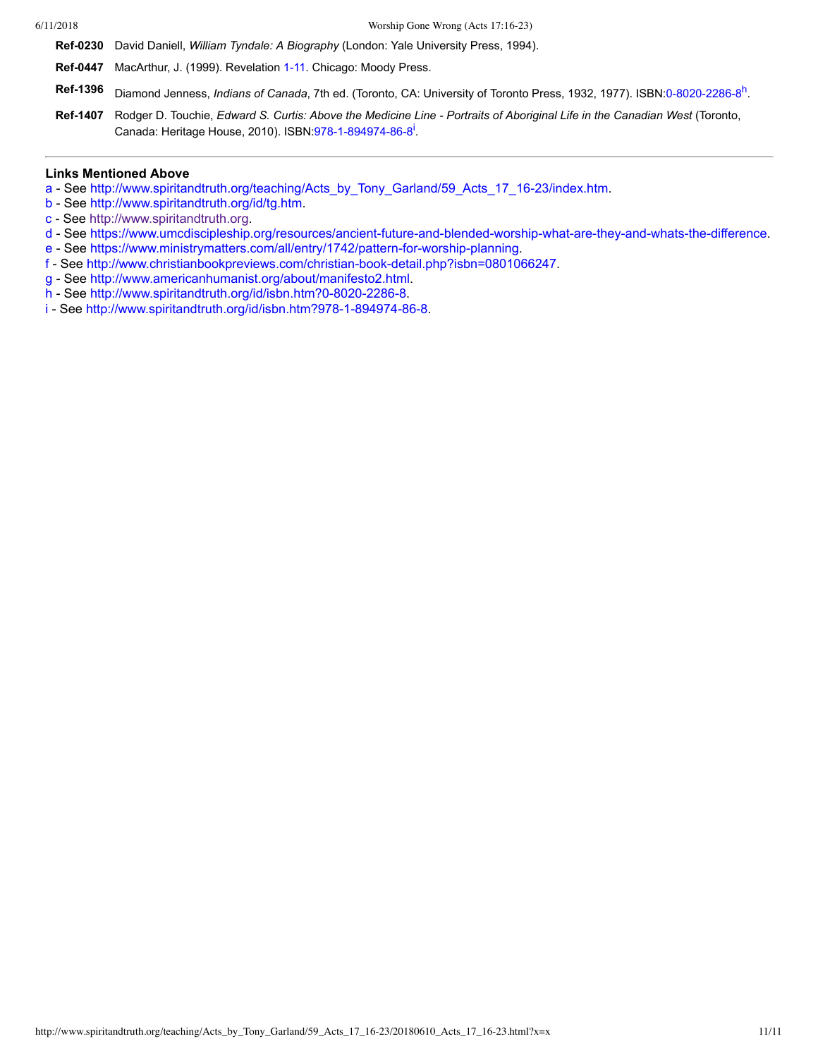**Ref-0230** David Daniell, *William Tyndale: A Biography* (London: Yale University Press, 1994).

**Ref-0447** MacArthur, J. (1999). Revelation 1-11. Chicago: Moody Press.

**Ref-1396** Diamond Jenness, *Indians of Canada*, 7th ed. (Toronto, CA: University of Toronto Press, 1932, 1977). ISBN:0-8020-2286-8[h].

**Ref-1407** Rodger D. Touchie, *Edward S. Curtis: Above the Medicine Line - Portraits of Aboriginal Life in the Canadian West* (Toronto, Canada: Heritage House, 2010). ISBN:978-1-894974-86-8[i].

---

### Links Mentioned Above

a - See http://www.spiritandtruth.org/teaching/Acts_by_Tony_Garland/59_Acts_17_16-23/index.htm.
b - See http://www.spiritandtruth.org/id/tg.htm.
c - See http://www.spiritandtruth.org.
d - See https://www.umcdiscipleship.org/resources/ancient-future-and-blended-worship-what-are-they-and-whats-the-difference.
e - See https://www.ministrymatters.com/all/entry/1742/pattern-for-worship-planning.
f - See http://www.christianbookpreviews.com/christian-book-detail.php?isbn=0801066247.
g - See http://www.americanhumanist.org/about/manifesto2.html.
h - See http://www.spiritandtruth.org/id/isbn.htm?0-8020-2286-8.
i - See http://www.spiritandtruth.org/id/isbn.htm?978-1-894974-86-8.